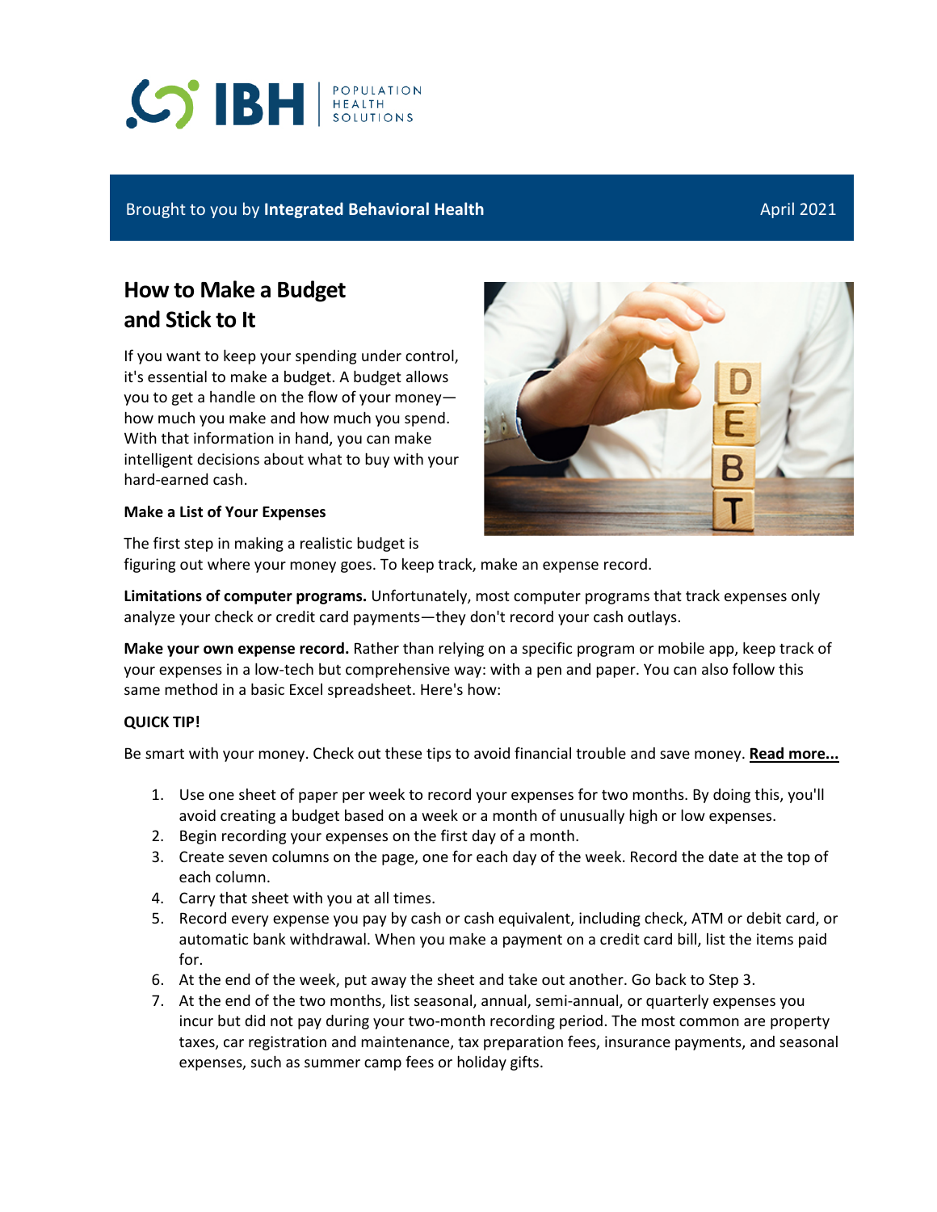Brought to you by **Integrated Behavioral Health** April 2021

## How to Make a Budget and Stick to It

If you want to keep your spending under control, it's essential to make a budget. A budget allows you to get a handle on the flow of your money—how much you make and how much you spend. With that information in hand, you can make intelligent decisions about what to buy with your hard-earned cash.

### Make a List of Your Expenses

The first step in making a realistic budget is figuring out where your money goes. To keep track, make an expense record.

**Limitations of computer programs.** Unfortunately, most computer programs that track expenses only analyze your check or credit card payments—they don't record your cash outlays.

**Make your own expense record.** Rather than relying on a specific program or mobile app, keep track of your expenses in a low-tech but comprehensive way: with a pen and paper. You can also follow this same method in a basic Excel spreadsheet. Here's how:

**QUICK TIP!**

Be smart with your money. Check out these tips to avoid financial trouble and save money. **Read more...**

1. Use one sheet of paper per week to record your expenses for two months. By doing this, you'll avoid creating a budget based on a week or a month of unusually high or low expenses.
2. Begin recording your expenses on the first day of a month.
3. Create seven columns on the page, one for each day of the week. Record the date at the top of each column.
4. Carry that sheet with you at all times.
5. Record every expense you pay by cash or cash equivalent, including check, ATM or debit card, or automatic bank withdrawal. When you make a payment on a credit card bill, list the items paid for.
6. At the end of the week, put away the sheet and take out another. Go back to Step 3.
7. At the end of the two months, list seasonal, annual, semi-annual, or quarterly expenses you incur but did not pay during your two-month recording period. The most common are property taxes, car registration and maintenance, tax preparation fees, insurance payments, and seasonal expenses, such as summer camp fees or holiday gifts.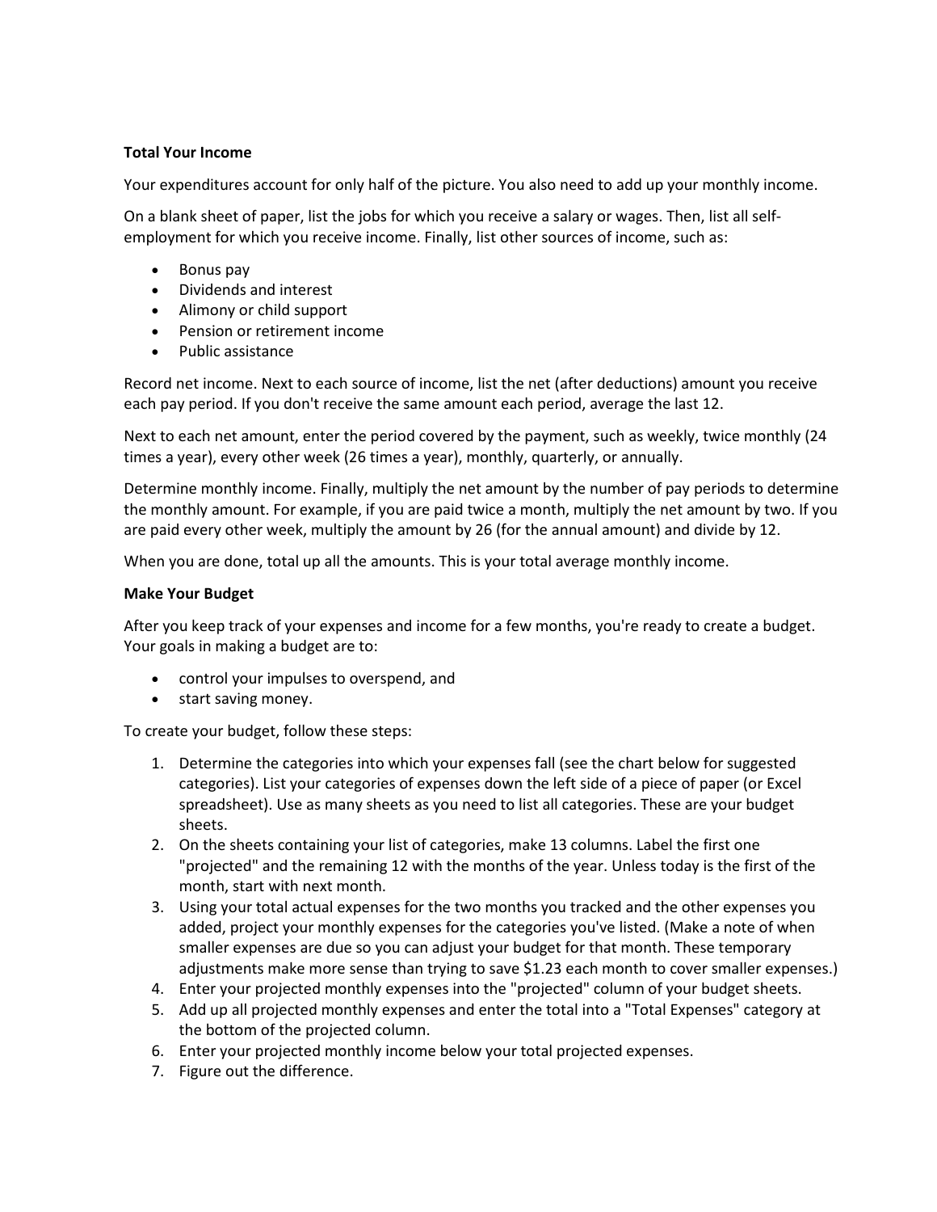**Total Your Income**

Your expenditures account for only half of the picture. You also need to add up your monthly income.

On a blank sheet of paper, list the jobs for which you receive a salary or wages. Then, list all self-employment for which you receive income. Finally, list other sources of income, such as:

- Bonus pay
- Dividends and interest
- Alimony or child support
- Pension or retirement income
- Public assistance

Record net income. Next to each source of income, list the net (after deductions) amount you receive each pay period. If you don't receive the same amount each period, average the last 12.

Next to each net amount, enter the period covered by the payment, such as weekly, twice monthly (24 times a year), every other week (26 times a year), monthly, quarterly, or annually.

Determine monthly income. Finally, multiply the net amount by the number of pay periods to determine the monthly amount. For example, if you are paid twice a month, multiply the net amount by two. If you are paid every other week, multiply the amount by 26 (for the annual amount) and divide by 12.

When you are done, total up all the amounts. This is your total average monthly income.

**Make Your Budget**

After you keep track of your expenses and income for a few months, you're ready to create a budget. Your goals in making a budget are to:

- control your impulses to overspend, and
- start saving money.

To create your budget, follow these steps:

1. Determine the categories into which your expenses fall (see the chart below for suggested categories). List your categories of expenses down the left side of a piece of paper (or Excel spreadsheet). Use as many sheets as you need to list all categories. These are your budget sheets.
2. On the sheets containing your list of categories, make 13 columns. Label the first one "projected" and the remaining 12 with the months of the year. Unless today is the first of the month, start with next month.
3. Using your total actual expenses for the two months you tracked and the other expenses you added, project your monthly expenses for the categories you've listed. (Make a note of when smaller expenses are due so you can adjust your budget for that month. These temporary adjustments make more sense than trying to save $1.23 each month to cover smaller expenses.)
4. Enter your projected monthly expenses into the "projected" column of your budget sheets.
5. Add up all projected monthly expenses and enter the total into a "Total Expenses" category at the bottom of the projected column.
6. Enter your projected monthly income below your total projected expenses.
7. Figure out the difference.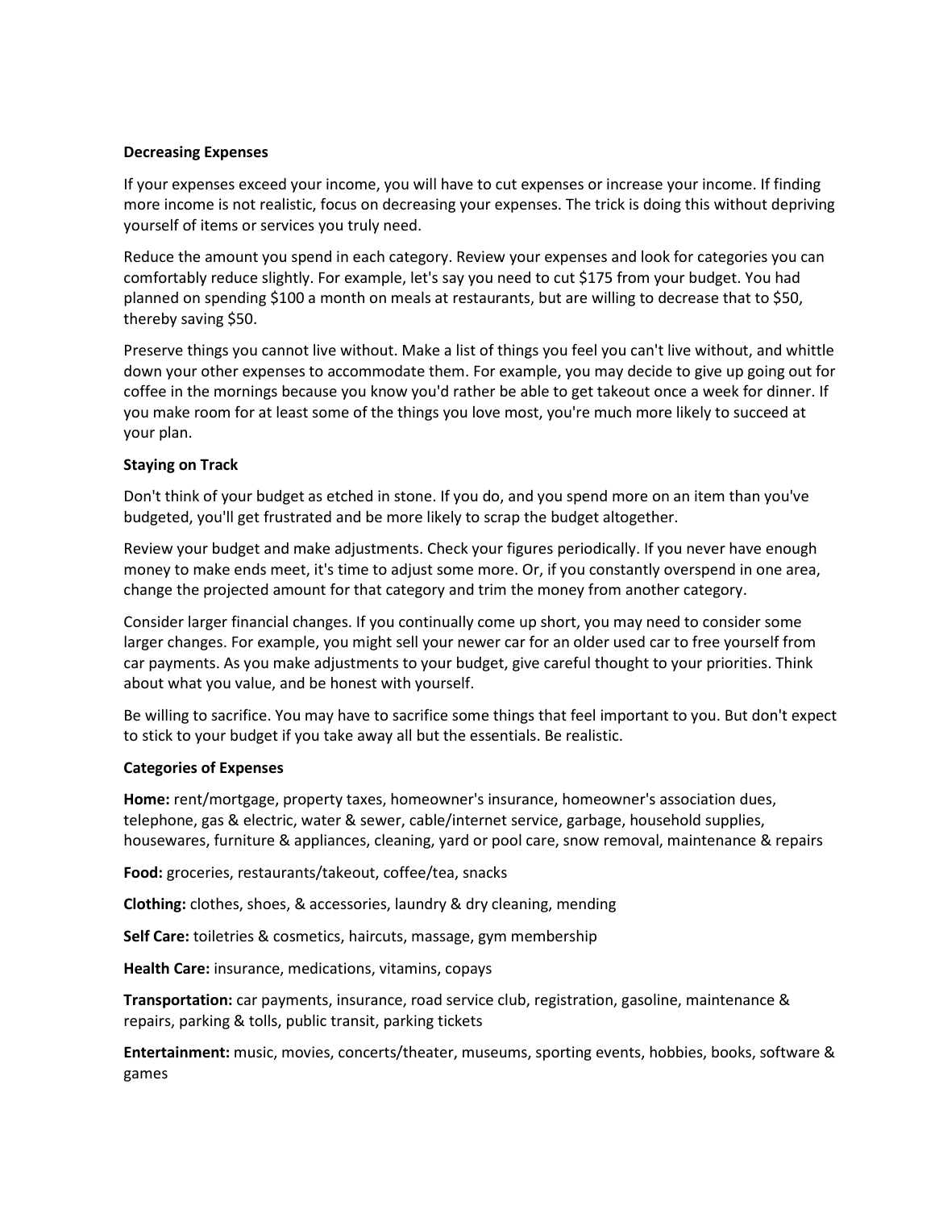**Decreasing Expenses**

If your expenses exceed your income, you will have to cut expenses or increase your income. If finding more income is not realistic, focus on decreasing your expenses. The trick is doing this without depriving yourself of items or services you truly need.

Reduce the amount you spend in each category. Review your expenses and look for categories you can comfortably reduce slightly. For example, let's say you need to cut $175 from your budget. You had planned on spending $100 a month on meals at restaurants, but are willing to decrease that to $50, thereby saving $50.

Preserve things you cannot live without. Make a list of things you feel you can't live without, and whittle down your other expenses to accommodate them. For example, you may decide to give up going out for coffee in the mornings because you know you'd rather be able to get takeout once a week for dinner. If you make room for at least some of the things you love most, you're much more likely to succeed at your plan.

**Staying on Track**

Don't think of your budget as etched in stone. If you do, and you spend more on an item than you've budgeted, you'll get frustrated and be more likely to scrap the budget altogether.

Review your budget and make adjustments. Check your figures periodically. If you never have enough money to make ends meet, it's time to adjust some more. Or, if you constantly overspend in one area, change the projected amount for that category and trim the money from another category.

Consider larger financial changes. If you continually come up short, you may need to consider some larger changes. For example, you might sell your newer car for an older used car to free yourself from car payments. As you make adjustments to your budget, give careful thought to your priorities. Think about what you value, and be honest with yourself.

Be willing to sacrifice. You may have to sacrifice some things that feel important to you. But don't expect to stick to your budget if you take away all but the essentials. Be realistic.

**Categories of Expenses**

**Home:** rent/mortgage, property taxes, homeowner's insurance, homeowner's association dues, telephone, gas & electric, water & sewer, cable/internet service, garbage, household supplies, housewares, furniture & appliances, cleaning, yard or pool care, snow removal, maintenance & repairs

**Food:** groceries, restaurants/takeout, coffee/tea, snacks

**Clothing:** clothes, shoes, & accessories, laundry & dry cleaning, mending

**Self Care:** toiletries & cosmetics, haircuts, massage, gym membership

**Health Care:** insurance, medications, vitamins, copays

**Transportation:** car payments, insurance, road service club, registration, gasoline, maintenance & repairs, parking & tolls, public transit, parking tickets

**Entertainment:** music, movies, concerts/theater, museums, sporting events, hobbies, books, software & games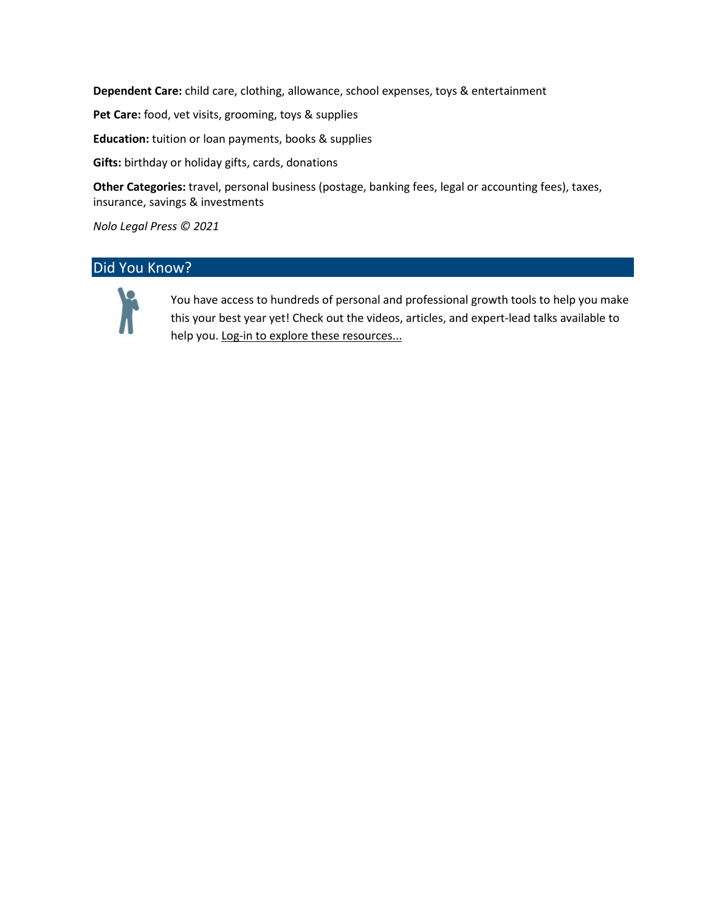**Dependent Care:** child care, clothing, allowance, school expenses, toys & entertainment

**Pet Care:** food, vet visits, grooming, toys & supplies

**Education:** tuition or loan payments, books & supplies

**Gifts:** birthday or holiday gifts, cards, donations

**Other Categories:** travel, personal business (postage, banking fees, legal or accounting fees), taxes, insurance, savings & investments

*Nolo Legal Press © 2021*

## Did You Know?

You have access to hundreds of personal and professional growth tools to help you make this your best year yet! Check out the videos, articles, and expert-lead talks available to help you. Log-in to explore these resources...